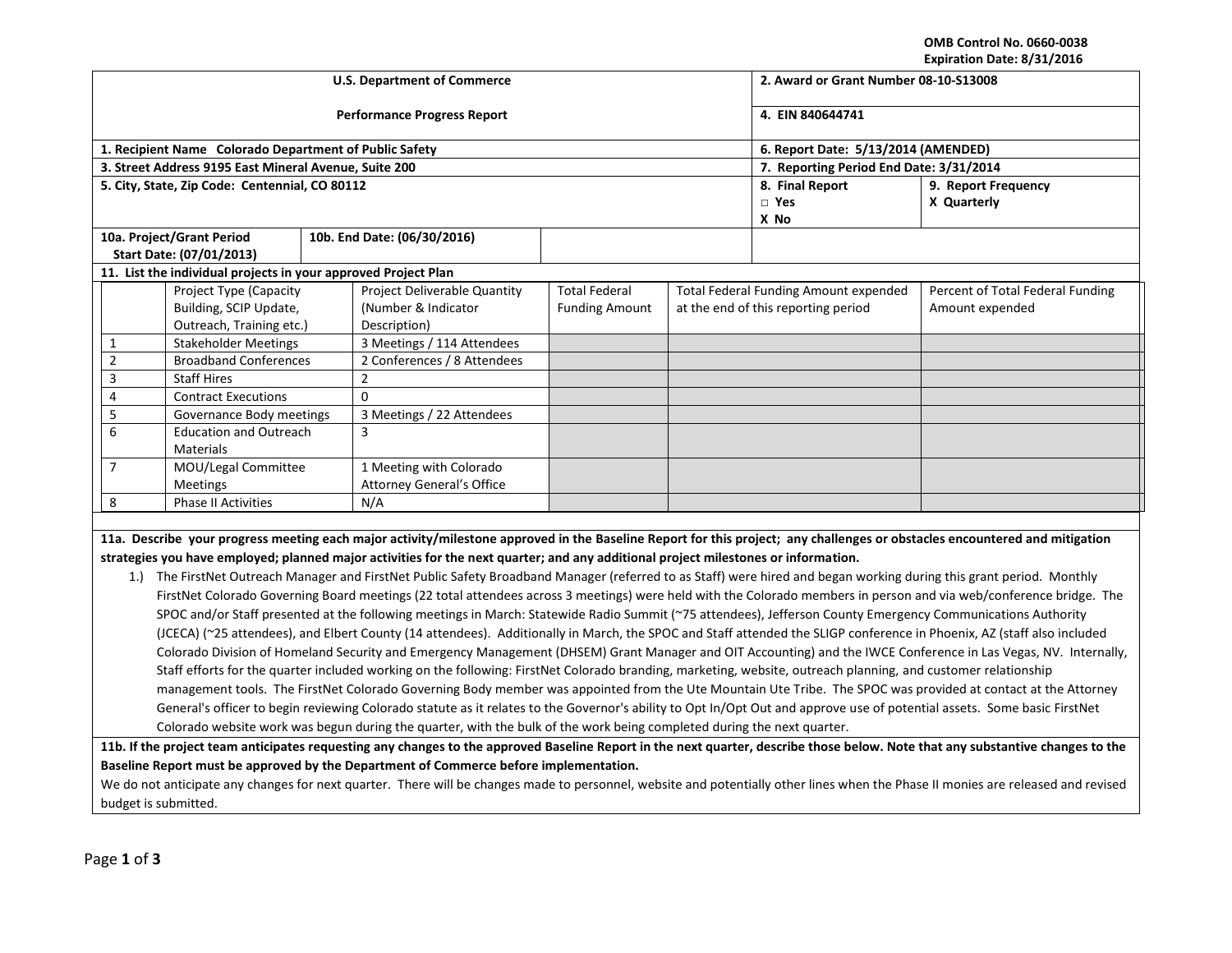OMB Control No. 0660-0038
Expiration Date: 8/31/2016

| U.S. Department of Commerce<br>Performance Progress Report | 2. Award or Grant Number 08-10-S13008 |
|---|---|
| | 4. EIN 840644741 |
| 1. Recipient Name Colorado Department of Public Safety | 6. Report Date: 5/13/2014 (AMENDED) |
| 3. Street Address 9195 East Mineral Avenue, Suite 200 | 7. Reporting Period End Date: 3/31/2014 |
| 5. City, State, Zip Code: Centennial, CO 80112 | 8. Final Report<br>□ Yes<br>X No |
| | 9. Report Frequency<br>X Quarterly |
| 10a. Project/Grant Period Start Date: (07/01/2013) | 10b. End Date: (06/30/2016) |

**11. List the individual projects in your approved Project Plan**

| | Project Type (Capacity Building, SCIP Update, Outreach, Training etc.) | Project Deliverable Quantity (Number & Indicator Description) | Total Federal Funding Amount | Total Federal Funding Amount expended at the end of this reporting period | Percent of Total Federal Funding Amount expended |
|---|---|---|---|---|---|
| 1 | Stakeholder Meetings | 3 Meetings / 114 Attendees | | | |
| 2 | Broadband Conferences | 2 Conferences / 8 Attendees | | | |
| 3 | Staff Hires | 2 | | | |
| 4 | Contract Executions | 0 | | | |
| 5 | Governance Body meetings | 3 Meetings / 22 Attendees | | | |
| 6 | Education and Outreach Materials | 3 | | | |
| 7 | MOU/Legal Committee Meetings | 1 Meeting with Colorado Attorney General's Office | | | |
| 8 | Phase II Activities | N/A | | | |

**11a. Describe your progress meeting each major activity/milestone approved in the Baseline Report for this project; any challenges or obstacles encountered and mitigation strategies you have employed; planned major activities for the next quarter; and any additional project milestones or information.**

1.) The FirstNet Outreach Manager and FirstNet Public Safety Broadband Manager (referred to as Staff) were hired and began working during this grant period. Monthly FirstNet Colorado Governing Board meetings (22 total attendees across 3 meetings) were held with the Colorado members in person and via web/conference bridge. The SPOC and/or Staff presented at the following meetings in March: Statewide Radio Summit (~75 attendees), Jefferson County Emergency Communications Authority (JCECA) (~25 attendees), and Elbert County (14 attendees). Additionally in March, the SPOC and Staff attended the SLIGP conference in Phoenix, AZ (staff also included Colorado Division of Homeland Security and Emergency Management (DHSEM) Grant Manager and OIT Accounting) and the IWCE Conference in Las Vegas, NV. Internally, Staff efforts for the quarter included working on the following: FirstNet Colorado branding, marketing, website, outreach planning, and customer relationship management tools. The FirstNet Colorado Governing Body member was appointed from the Ute Mountain Ute Tribe. The SPOC was provided at contact at the Attorney General's officer to begin reviewing Colorado statute as it relates to the Governor's ability to Opt In/Opt Out and approve use of potential assets. Some basic FirstNet Colorado website work was begun during the quarter, with the bulk of the work being completed during the next quarter.

**11b. If the project team anticipates requesting any changes to the approved Baseline Report in the next quarter, describe those below. Note that any substantive changes to the Baseline Report must be approved by the Department of Commerce before implementation.**

We do not anticipate any changes for next quarter. There will be changes made to personnel, website and potentially other lines when the Phase II monies are released and revised budget is submitted.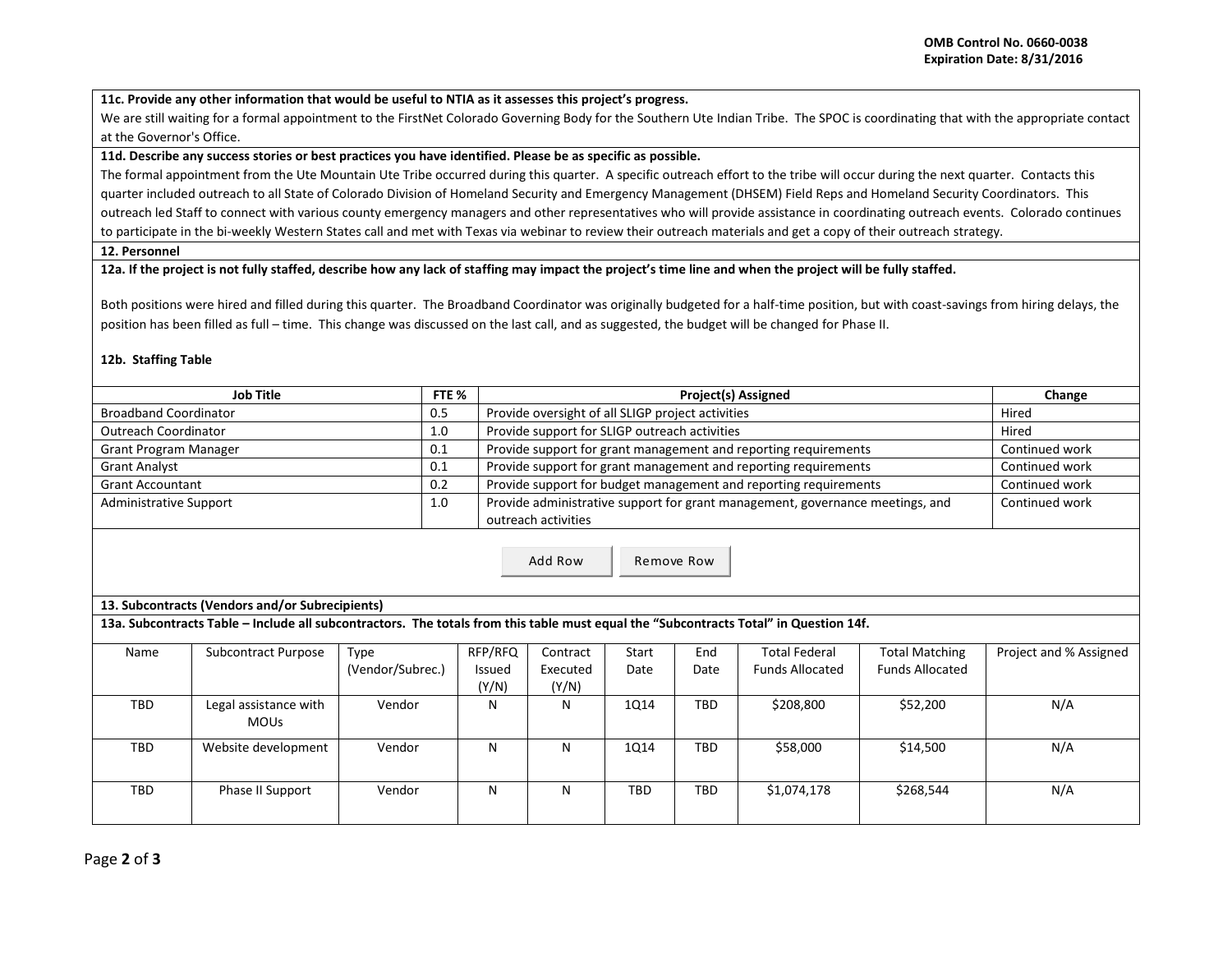**11c. Provide any other information that would be useful to NTIA as it assesses this project's progress.**

We are still waiting for a formal appointment to the FirstNet Colorado Governing Body for the Southern Ute Indian Tribe. The SPOC is coordinating that with the appropriate contact at the Governor's Office.

**11d. Describe any success stories or best practices you have identified. Please be as specific as possible.**

The formal appointment from the Ute Mountain Ute Tribe occurred during this quarter. A specific outreach effort to the tribe will occur during the next quarter. Contacts this quarter included outreach to all State of Colorado Division of Homeland Security and Emergency Management (DHSEM) Field Reps and Homeland Security Coordinators. This outreach led Staff to connect with various county emergency managers and other representatives who will provide assistance in coordinating outreach events. Colorado continues to participate in the bi-weekly Western States call and met with Texas via webinar to review their outreach materials and get a copy of their outreach strategy.

**12. Personnel**

**12a. If the project is not fully staffed, describe how any lack of staffing may impact the project's time line and when the project will be fully staffed.**

Both positions were hired and filled during this quarter. The Broadband Coordinator was originally budgeted for a half-time position, but with coast-savings from hiring delays, the position has been filled as full – time. This change was discussed on the last call, and as suggested, the budget will be changed for Phase II.

**12b. Staffing Table**

| Job Title | FTE % | Project(s) Assigned | Change |
|---|---|---|---|
| Broadband Coordinator | 0.5 | Provide oversight of all SLIGP project activities | Hired |
| Outreach Coordinator | 1.0 | Provide support for SLIGP outreach activities | Hired |
| Grant Program Manager | 0.1 | Provide support for grant management and reporting requirements | Continued work |
| Grant Analyst | 0.1 | Provide support for grant management and reporting requirements | Continued work |
| Grant Accountant | 0.2 | Provide support for budget management and reporting requirements | Continued work |
| Administrative Support | 1.0 | Provide administrative support for grant management, governance meetings, and outreach activities | Continued work |

**13. Subcontracts (Vendors and/or Subrecipients)**

**13a. Subcontracts Table – Include all subcontractors. The totals from this table must equal the "Subcontracts Total" in Question 14f.**

| Name | Subcontract Purpose | Type (Vendor/Subrec.) | RFP/RFQ Issued (Y/N) | Contract Executed (Y/N) | Start Date | End Date | Total Federal Funds Allocated | Total Matching Funds Allocated | Project and % Assigned |
|---|---|---|---|---|---|---|---|---|---|
| TBD | Legal assistance with MOUs | Vendor | N | N | 1Q14 | TBD | $208,800 | $52,200 | N/A |
| TBD | Website development | Vendor | N | N | 1Q14 | TBD | $58,000 | $14,500 | N/A |
| TBD | Phase II Support | Vendor | N | N | TBD | TBD | $1,074,178 | $268,544 | N/A |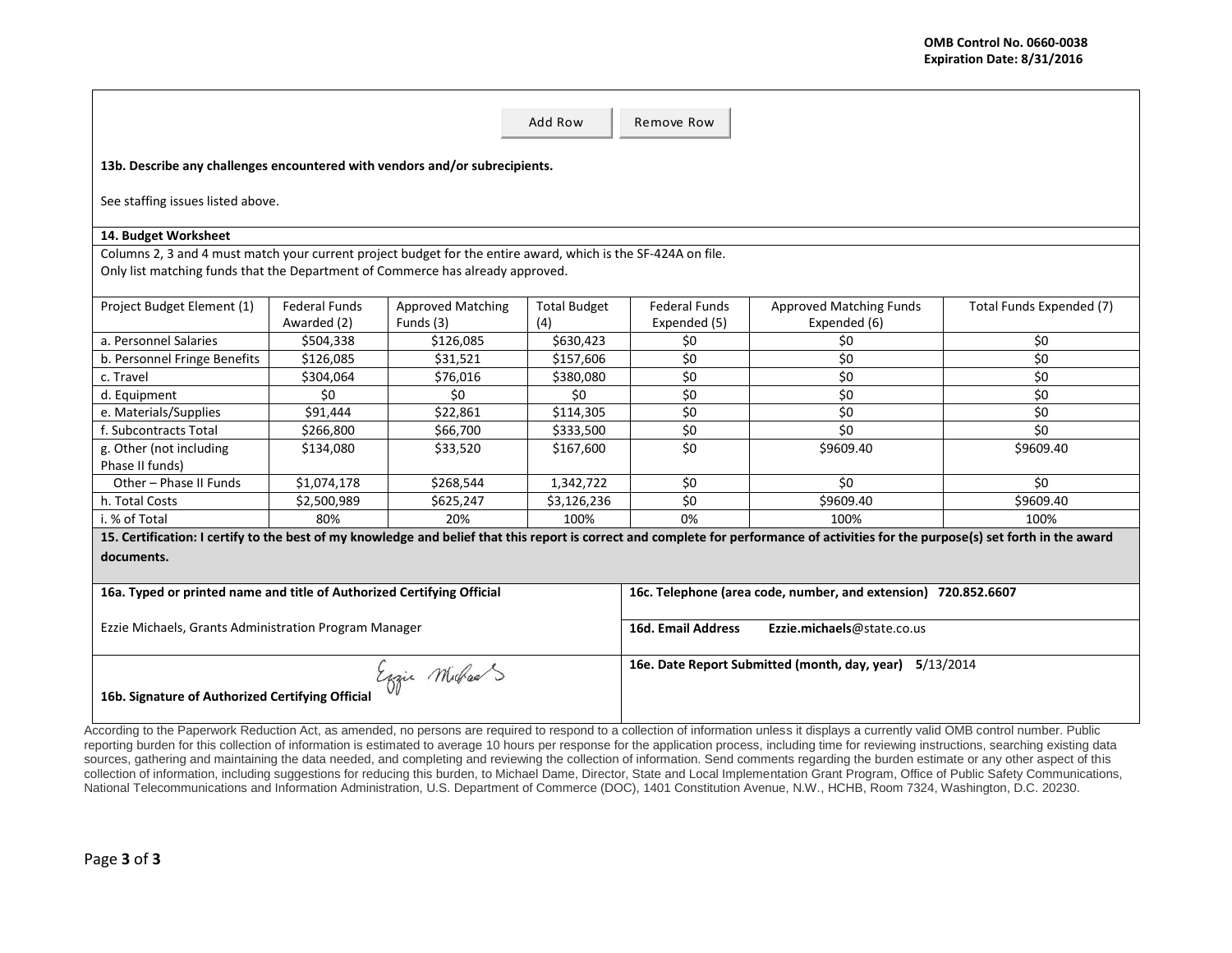OMB Control No. 0660-0038
Expiration Date: 8/31/2016

Add Row | Remove Row

**13b. Describe any challenges encountered with vendors and/or subrecipients.**

See staffing issues listed above.

**14. Budget Worksheet**

Columns 2, 3 and 4 must match your current project budget for the entire award, which is the SF-424A on file.
Only list matching funds that the Department of Commerce has already approved.

| Project Budget Element (1) | Federal Funds Awarded (2) | Approved Matching Funds (3) | Total Budget (4) | Federal Funds Expended (5) | Approved Matching Funds Expended (6) | Total Funds Expended (7) |
|---|---|---|---|---|---|---|
| a. Personnel Salaries | $504,338 | $126,085 | $630,423 | $0 | $0 | $0 |
| b. Personnel Fringe Benefits | $126,085 | $31,521 | $157,606 | $0 | $0 | $0 |
| c. Travel | $304,064 | $76,016 | $380,080 | $0 | $0 | $0 |
| d. Equipment | $0 | $0 | $0 | $0 | $0 | $0 |
| e. Materials/Supplies | $91,444 | $22,861 | $114,305 | $0 | $0 | $0 |
| f. Subcontracts Total | $266,800 | $66,700 | $333,500 | $0 | $0 | $0 |
| g. Other (not including Phase II funds) | $134,080 | $33,520 | $167,600 | $0 | $9609.40 | $9609.40 |
| Other – Phase II Funds | $1,074,178 | $268,544 | 1,342,722 | $0 | $0 | $0 |
| h. Total Costs | $2,500,989 | $625,247 | $3,126,236 | $0 | $9609.40 | $9609.40 |
| i. % of Total | 80% | 20% | 100% | 0% | 100% | 100% |

**15. Certification: I certify to the best of my knowledge and belief that this report is correct and complete for performance of activities for the purpose(s) set forth in the award documents.**

**16a. Typed or printed name and title of Authorized Certifying Official**

Ezzie Michaels, Grants Administration Program Manager

**16b. Signature of Authorized Certifying Official** Ezzie Michaels

**16c. Telephone (area code, number, and extension)** 720.852.6607

**16d. Email Address** **Ezzie.michaels**@state.co.us

**16e. Date Report Submitted (month, day, year)** **5**/13/2014

According to the Paperwork Reduction Act, as amended, no persons are required to respond to a collection of information unless it displays a currently valid OMB control number. Public reporting burden for this collection of information is estimated to average 10 hours per response for the application process, including time for reviewing instructions, searching existing data sources, gathering and maintaining the data needed, and completing and reviewing the collection of information. Send comments regarding the burden estimate or any other aspect of this collection of information, including suggestions for reducing this burden, to Michael Dame, Director, State and Local Implementation Grant Program, Office of Public Safety Communications, National Telecommunications and Information Administration, U.S. Department of Commerce (DOC), 1401 Constitution Avenue, N.W., HCHB, Room 7324, Washington, D.C. 20230.